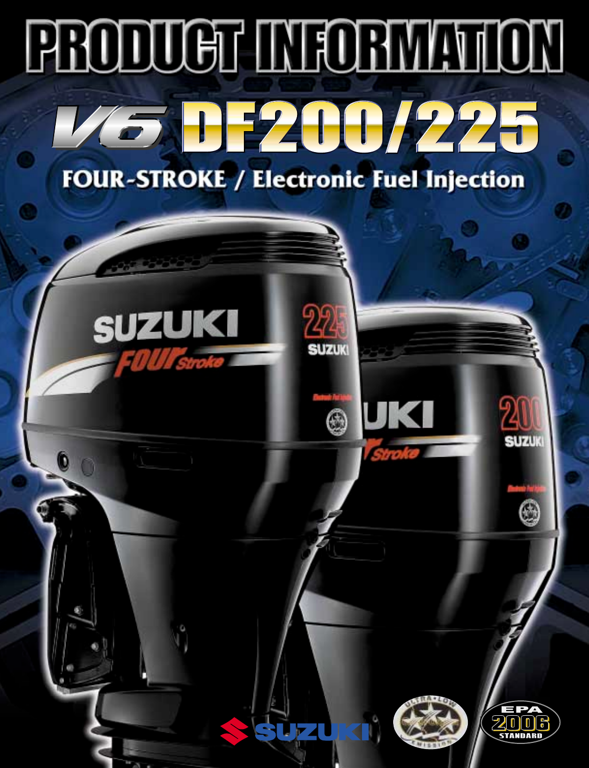# PRODUCT INFORMATION

# V6 DF200/225

## FOUR-STROKE / Electronic Fuel Injection

SUZUKI

ULTRA-LOW EMISSION

EPA 2006 STANDARD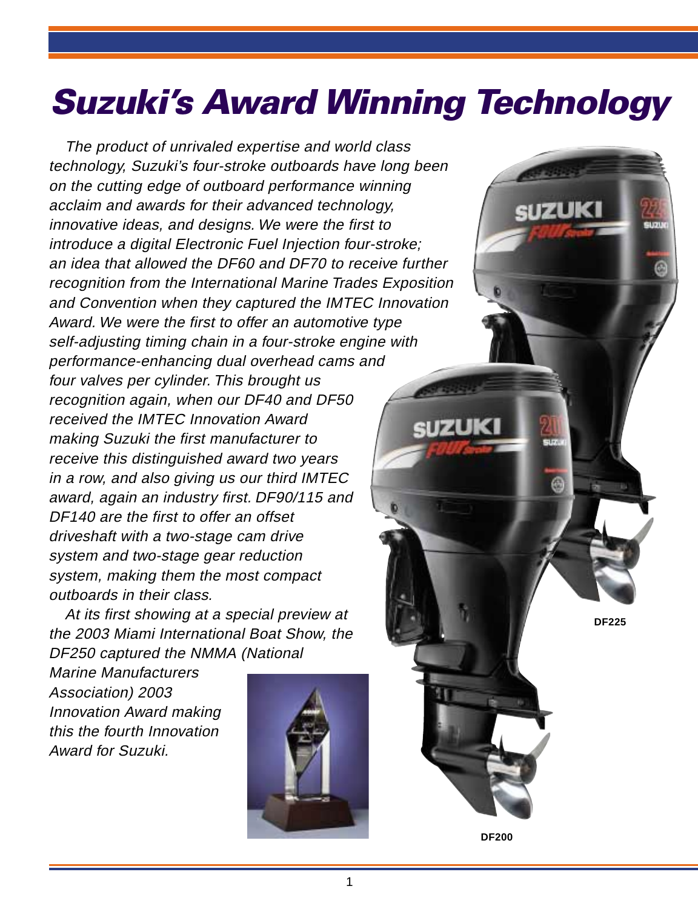# Suzuki's Award Winning Technology

*The product of unrivaled expertise and world class technology, Suzuki's four-stroke outboards have long been on the cutting edge of outboard performance winning acclaim and awards for their advanced technology, innovative ideas, and designs. We were the first to introduce a digital Electronic Fuel Injection four-stroke; an idea that allowed the DF60 and DF70 to receive further recognition from the International Marine Trades Exposition and Convention when they captured the IMTEC Innovation Award. We were the first to offer an automotive type self-adjusting timing chain in a four-stroke engine with performance-enhancing dual overhead cams and four valves per cylinder. This brought us recognition again, when our DF40 and DF50 received the IMTEC Innovation Award making Suzuki the first manufacturer to receive this distinguished award two years in a row, and also giving us our third IMTEC award, again an industry first. DF90/115 and DF140 are the first to offer an offset driveshaft with a two-stage cam drive system and two-stage gear reduction system, making them the most compact outboards in their class.*

*At its first showing at a special preview at the 2003 Miami International Boat Show, the DF250 captured the NMMA (National Marine Manufacturers Association) 2003 Innovation Award making this the fourth Innovation Award for Suzuki.*

**DF225**

**DF200**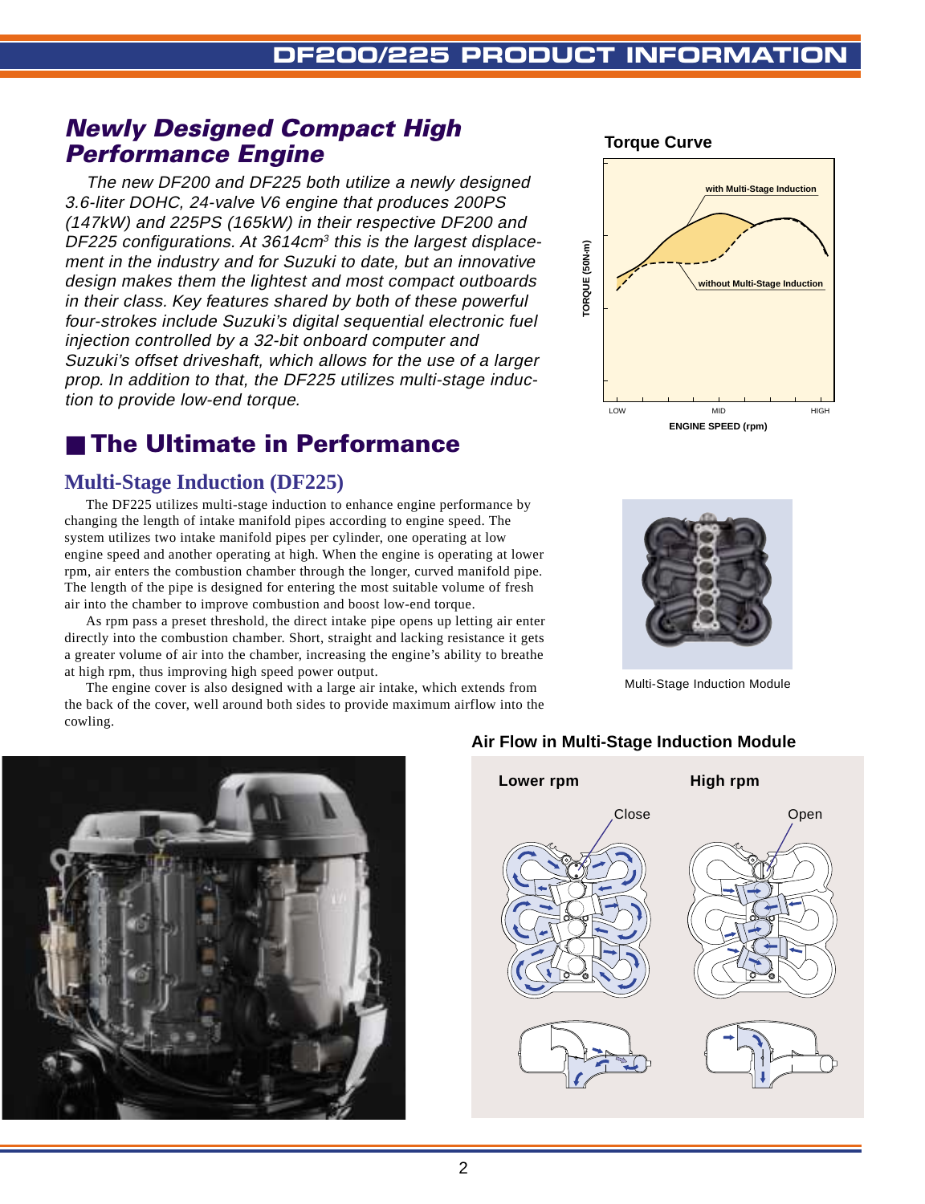## *Newly Designed Compact High Performance Engine*

*The new DF200 and DF225 both utilize a newly designed 3.6-liter DOHC, 24-valve V6 engine that produces 200PS (147kW) and 225PS (165kW) in their respective DF200 and DF225 configurations. At 3614cm$^3$ this is the largest displacement in the industry and for Suzuki to date, but an innovative design makes them the lightest and most compact outboards in their class. Key features shared by both of these powerful four-strokes include Suzuki's digital sequential electronic fuel injection controlled by a 32-bit onboard computer and Suzuki's offset driveshaft, which allows for the use of a larger prop. In addition to that, the DF225 utilizes multi-stage induction to provide low-end torque.*

**Torque Curve**

with Multi-Stage Induction

without Multi-Stage Induction

TORQUE (50N·m)

LOW MID HIGH

ENGINE SPEED (rpm)

## ■ The Ultimate in Performance

### Multi-Stage Induction (DF225)

The DF225 utilizes multi-stage induction to enhance engine performance by changing the length of intake manifold pipes according to engine speed. The system utilizes two intake manifold pipes per cylinder, one operating at low engine speed and another operating at high. When the engine is operating at lower rpm, air enters the combustion chamber through the longer, curved manifold pipe. The length of the pipe is designed for entering the most suitable volume of fresh air into the chamber to improve combustion and boost low-end torque.

As rpm pass a preset threshold, the direct intake pipe opens up letting air enter directly into the combustion chamber. Short, straight and lacking resistance it gets a greater volume of air into the chamber, increasing the engine's ability to breathe at high rpm, thus improving high speed power output.

The engine cover is also designed with a large air intake, which extends from the back of the cover, well around both sides to provide maximum airflow into the cowling.

Multi-Stage Induction Module

**Air Flow in Multi-Stage Induction Module**

**Lower rpm** — Close

**High rpm** — Open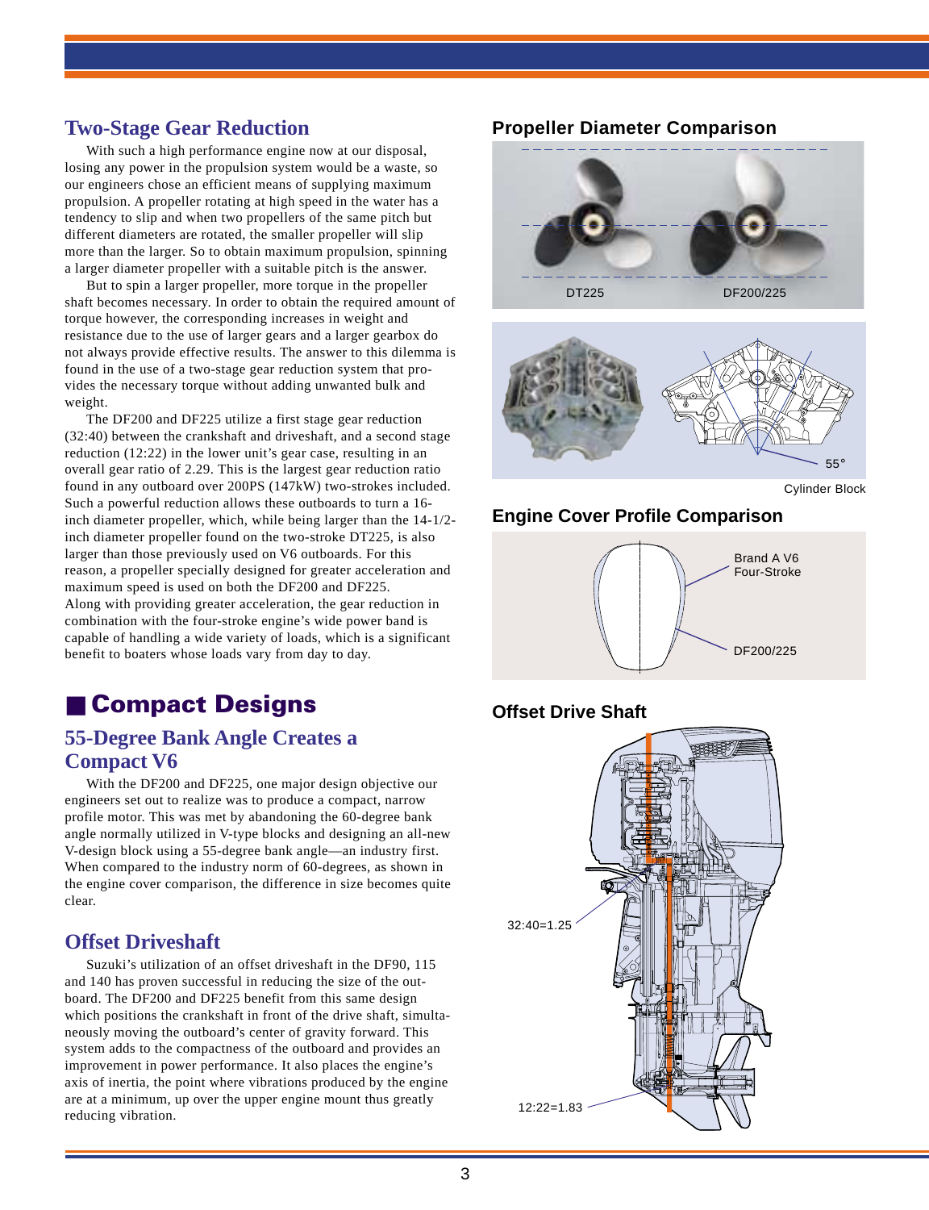## Two-Stage Gear Reduction

With such a high performance engine now at our disposal, losing any power in the propulsion system would be a waste, so our engineers chose an efficient means of supplying maximum propulsion. A propeller rotating at high speed in the water has a tendency to slip and when two propellers of the same pitch but different diameters are rotated, the smaller propeller will slip more than the larger. So to obtain maximum propulsion, spinning a larger diameter propeller with a suitable pitch is the answer.

But to spin a larger propeller, more torque in the propeller shaft becomes necessary. In order to obtain the required amount of torque however, the corresponding increases in weight and resistance due to the use of larger gears and a larger gearbox do not always provide effective results. The answer to this dilemma is found in the use of a two-stage gear reduction system that provides the necessary torque without adding unwanted bulk and weight.

The DF200 and DF225 utilize a first stage gear reduction (32:40) between the crankshaft and driveshaft, and a second stage reduction (12:22) in the lower unit's gear case, resulting in an overall gear ratio of 2.29. This is the largest gear reduction ratio found in any outboard over 200PS (147kW) two-strokes included. Such a powerful reduction allows these outboards to turn a 16-inch diameter propeller, which, while being larger than the 14-1/2-inch diameter propeller found on the two-stroke DT225, is also larger than those previously used on V6 outboards. For this reason, a propeller specially designed for greater acceleration and maximum speed is used on both the DF200 and DF225.
Along with providing greater acceleration, the gear reduction in combination with the four-stroke engine's wide power band is capable of handling a wide variety of loads, which is a significant benefit to boaters whose loads vary from day to day.

# ■ Compact Designs

## 55-Degree Bank Angle Creates a Compact V6

With the DF200 and DF225, one major design objective our engineers set out to realize was to produce a compact, narrow profile motor. This was met by abandoning the 60-degree bank angle normally utilized in V-type blocks and designing an all-new V-design block using a 55-degree bank angle—an industry first. When compared to the industry norm of 60-degrees, as shown in the engine cover comparison, the difference in size becomes quite clear.

## Offset Driveshaft

Suzuki's utilization of an offset driveshaft in the DF90, 115 and 140 has proven successful in reducing the size of the outboard. The DF200 and DF225 benefit from this same design which positions the crankshaft in front of the drive shaft, simultaneously moving the outboard's center of gravity forward. This system adds to the compactness of the outboard and provides an improvement in power performance. It also places the engine's axis of inertia, the point where vibrations produced by the engine are at a minimum, up over the upper engine mount thus greatly reducing vibration.

### Propeller Diameter Comparison

DT225 DF200/225

55°

Cylinder Block

### Engine Cover Profile Comparison

Brand A V6 Four-Stroke

DF200/225

### Offset Drive Shaft

32:40=1.25

12:22=1.83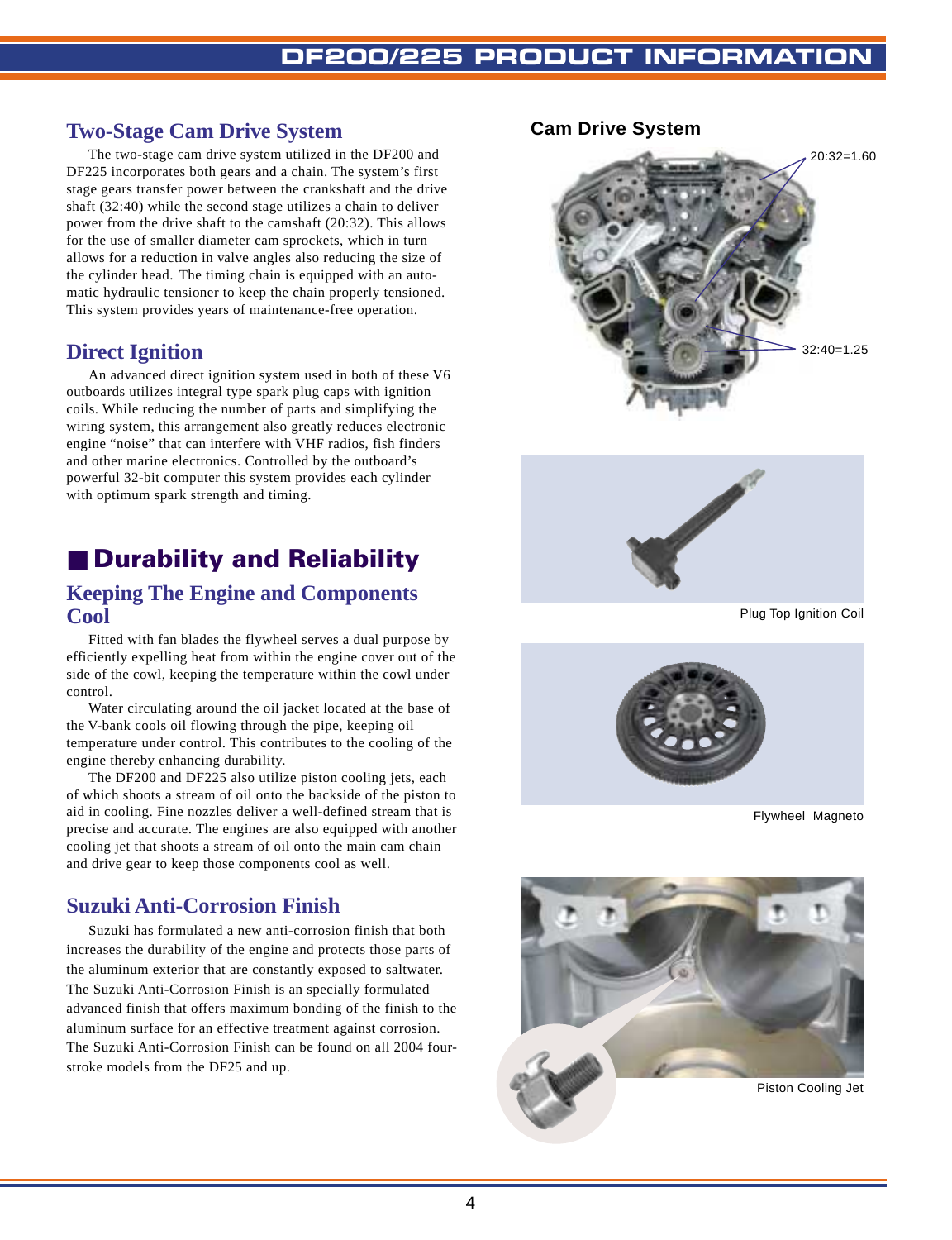## Two-Stage Cam Drive System

The two-stage cam drive system utilized in the DF200 and DF225 incorporates both gears and a chain. The system's first stage gears transfer power between the crankshaft and the drive shaft (32:40) while the second stage utilizes a chain to deliver power from the drive shaft to the camshaft (20:32). This allows for the use of smaller diameter cam sprockets, which in turn allows for a reduction in valve angles also reducing the size of the cylinder head. The timing chain is equipped with an automatic hydraulic tensioner to keep the chain properly tensioned. This system provides years of maintenance-free operation.

## Direct Ignition

An advanced direct ignition system used in both of these V6 outboards utilizes integral type spark plug caps with ignition coils. While reducing the number of parts and simplifying the wiring system, this arrangement also greatly reduces electronic engine "noise" that can interfere with VHF radios, fish finders and other marine electronics. Controlled by the outboard's powerful 32-bit computer this system provides each cylinder with optimum spark strength and timing.

# ■ Durability and Reliability

## Keeping The Engine and Components Cool

Fitted with fan blades the flywheel serves a dual purpose by efficiently expelling heat from within the engine cover out of the side of the cowl, keeping the temperature within the cowl under control.

Water circulating around the oil jacket located at the base of the V-bank cools oil flowing through the pipe, keeping oil temperature under control. This contributes to the cooling of the engine thereby enhancing durability.

The DF200 and DF225 also utilize piston cooling jets, each of which shoots a stream of oil onto the backside of the piston to aid in cooling. Fine nozzles deliver a well-defined stream that is precise and accurate. The engines are also equipped with another cooling jet that shoots a stream of oil onto the main cam chain and drive gear to keep those components cool as well.

## Suzuki Anti-Corrosion Finish

Suzuki has formulated a new anti-corrosion finish that both increases the durability of the engine and protects those parts of the aluminum exterior that are constantly exposed to saltwater. The Suzuki Anti-Corrosion Finish is an specially formulated advanced finish that offers maximum bonding of the finish to the aluminum surface for an effective treatment against corrosion. The Suzuki Anti-Corrosion Finish can be found on all 2004 four-stroke models from the DF25 and up.

**Cam Drive System**

20:32=1.60

32:40=1.25

Plug Top Ignition Coil

Flywheel Magneto

Piston Cooling Jet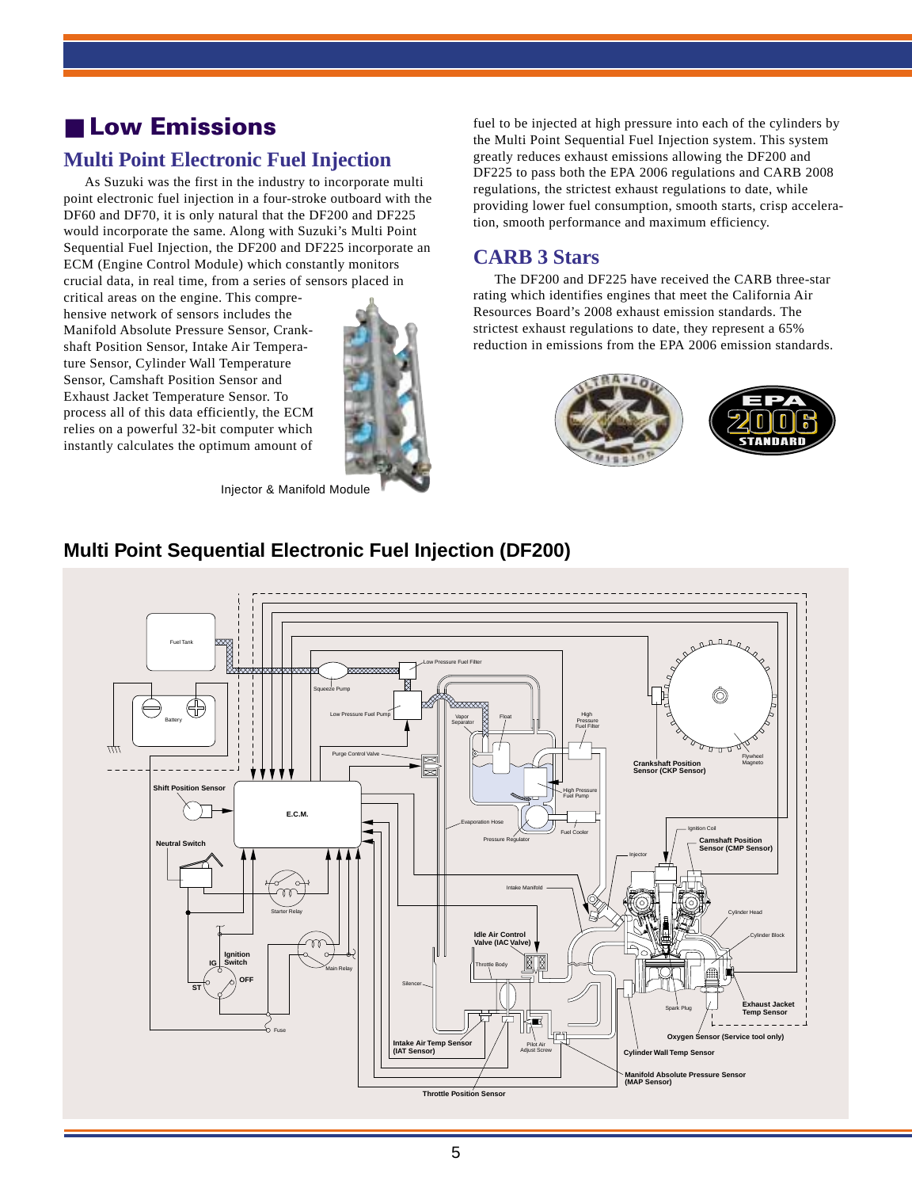## ■ Low Emissions

### Multi Point Electronic Fuel Injection

As Suzuki was the first in the industry to incorporate multi point electronic fuel injection in a four-stroke outboard with the DF60 and DF70, it is only natural that the DF200 and DF225 would incorporate the same. Along with Suzuki's Multi Point Sequential Fuel Injection, the DF200 and DF225 incorporate an ECM (Engine Control Module) which constantly monitors crucial data, in real time, from a series of sensors placed in critical areas on the engine. This comprehensive network of sensors includes the Manifold Absolute Pressure Sensor, Crankshaft Position Sensor, Intake Air Temperature Sensor, Cylinder Wall Temperature Sensor, Camshaft Position Sensor and Exhaust Jacket Temperature Sensor. To process all of this data efficiently, the ECM relies on a powerful 32-bit computer which instantly calculates the optimum amount of fuel to be injected at high pressure into each of the cylinders by the Multi Point Sequential Fuel Injection system. This system greatly reduces exhaust emissions allowing the DF200 and DF225 to pass both the EPA 2006 regulations and CARB 2008 regulations, the strictest exhaust regulations to date, while providing lower fuel consumption, smooth starts, crisp acceleration, smooth performance and maximum efficiency.

Injector & Manifold Module

### CARB 3 Stars

The DF200 and DF225 have received the CARB three-star rating which identifies engines that meet the California Air Resources Board's 2008 exhaust emission standards. The strictest exhaust regulations to date, they represent a 65% reduction in emissions from the EPA 2006 emission standards.

### Multi Point Sequential Electronic Fuel Injection (DF200)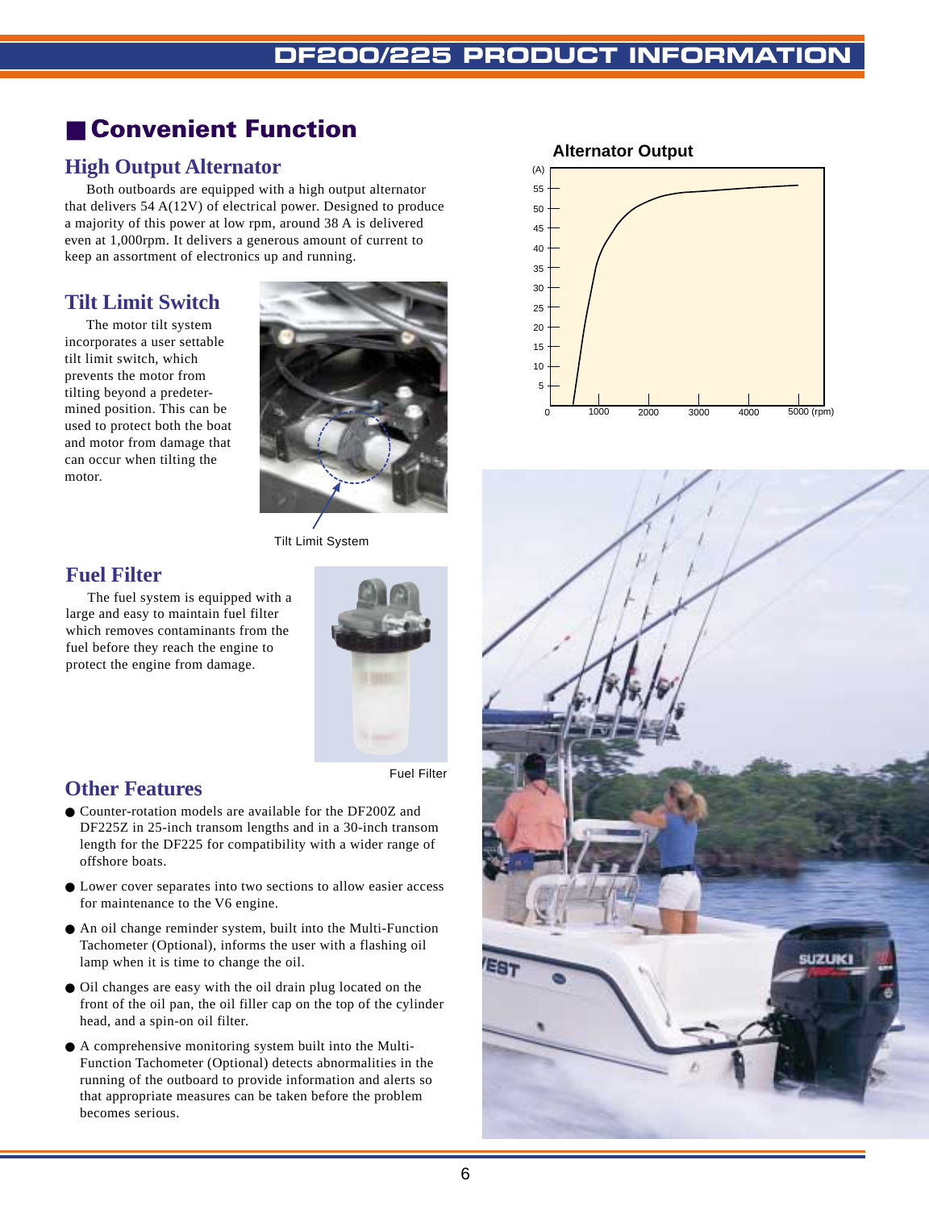## Convenient Function

### High Output Alternator

Both outboards are equipped with a high output alternator that delivers 54 A(12V) of electrical power. Designed to produce a majority of this power at low rpm, around 38 A is delivered even at 1,000rpm. It delivers a generous amount of current to keep an assortment of electronics up and running.

**Alternator Output**

### Tilt Limit Switch

The motor tilt system incorporates a user settable tilt limit switch, which prevents the motor from tilting beyond a predetermined position. This can be used to protect both the boat and motor from damage that can occur when tilting the motor.

Tilt Limit System

### Fuel Filter

The fuel system is equipped with a large and easy to maintain fuel filter which removes contaminants from the fuel before they reach the engine to protect the engine from damage.

Fuel Filter

### Other Features

- Counter-rotation models are available for the DF200Z and DF225Z in 25-inch transom lengths and in a 30-inch transom length for the DF225 for compatibility with a wider range of offshore boats.
- Lower cover separates into two sections to allow easier access for maintenance to the V6 engine.
- An oil change reminder system, built into the Multi-Function Tachometer (Optional), informs the user with a flashing oil lamp when it is time to change the oil.
- Oil changes are easy with the oil drain plug located on the front of the oil pan, the oil filler cap on the top of the cylinder head, and a spin-on oil filter.
- A comprehensive monitoring system built into the Multi-Function Tachometer (Optional) detects abnormalities in the running of the outboard to provide information and alerts so that appropriate measures can be taken before the problem becomes serious.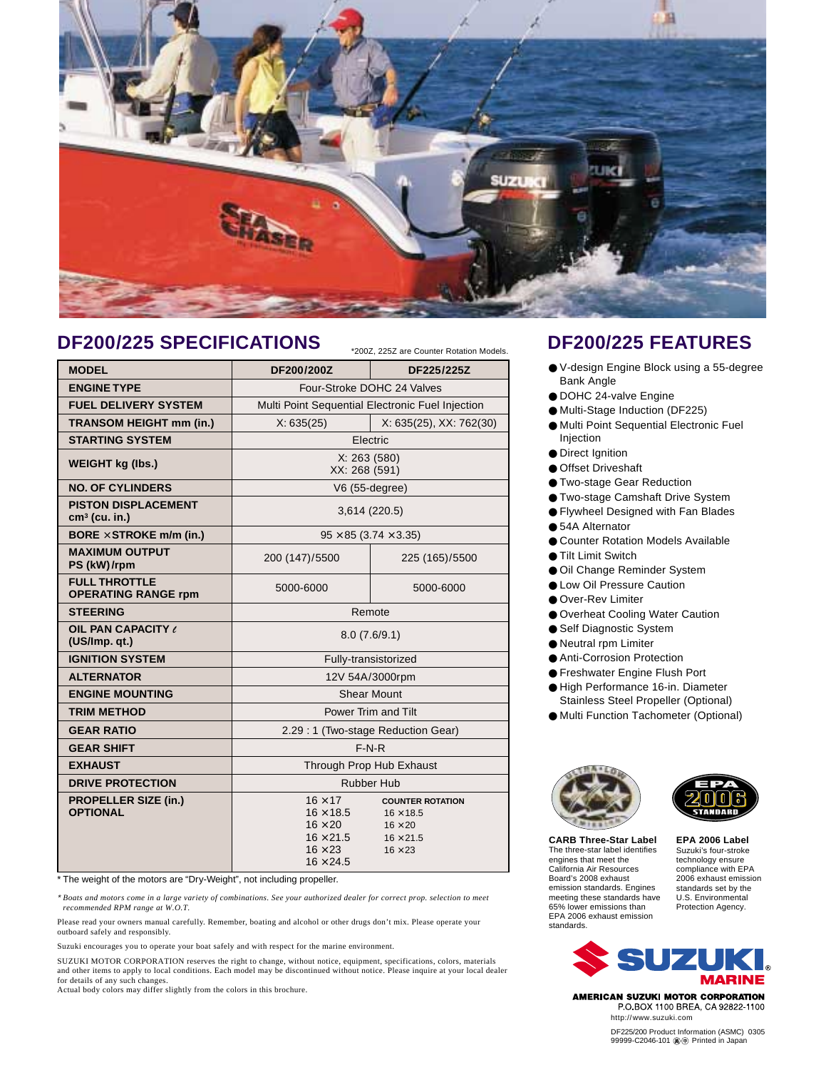## DF200/225 SPECIFICATIONS

*200Z, 225Z are Counter Rotation Models.

| MODEL | DF200/200Z | DF225/225Z |
|---|---|---|
| ENGINE TYPE | Four-Stroke DOHC 24 Valves | |
| FUEL DELIVERY SYSTEM | Multi Point Sequential Electronic Fuel Injection | |
| TRANSOM HEIGHT mm (in.) | X: 635(25) | X: 635(25), XX: 762(30) |
| STARTING SYSTEM | Electric | |
| WEIGHT kg (lbs.) | X: 263 (580)<br>XX: 268 (591) | |
| NO. OF CYLINDERS | V6 (55-degree) | |
| PISTON DISPLACEMENT cm³ (cu. in.) | 3,614 (220.5) | |
| BORE ×STROKE m/m (in.) | 95 ×85 (3.74 ×3.35) | |
| MAXIMUM OUTPUT PS (kW)/rpm | 200 (147)/5500 | 225 (165)/5500 |
| FULL THROTTLE OPERATING RANGE rpm | 5000-6000 | 5000-6000 |
| STEERING | Remote | |
| OIL PAN CAPACITY ℓ (US/Imp. qt.) | 8.0 (7.6/9.1) | |
| IGNITION SYSTEM | Fully-transistorized | |
| ALTERNATOR | 12V 54A/3000rpm | |
| ENGINE MOUNTING | Shear Mount | |
| TRIM METHOD | Power Trim and Tilt | |
| GEAR RATIO | 2.29 : 1 (Two-stage Reduction Gear) | |
| GEAR SHIFT | F-N-R | |
| EXHAUST | Through Prop Hub Exhaust | |
| DRIVE PROTECTION | Rubber Hub | |
| PROPELLER SIZE (in.) OPTIONAL | 16 ×17<br>16 ×18.5<br>16 ×20<br>16 ×21.5<br>16 ×23<br>16 ×24.5 | COUNTER ROTATION<br>16 ×18.5<br>16 ×20<br>16 ×21.5<br>16 ×23 |

\* The weight of the motors are "Dry-Weight", not including propeller.

*\* Boats and motors come in a large variety of combinations. See your authorized dealer for correct prop. selection to meet recommended RPM range at W.O.T.*

Please read your owners manual carefully. Remember, boating and alcohol or other drugs don't mix. Please operate your outboard safely and responsibly.

Suzuki encourages you to operate your boat safely and with respect for the marine environment.

SUZUKI MOTOR CORPORATION reserves the right to change, without notice, equipment, specifications, colors, materials and other items to apply to local conditions. Each model may be discontinued without notice. Please inquire at your local dealer for details of any such changes.
Actual body colors may differ slightly from the colors in this brochure.

## DF200/225 FEATURES

- V-design Engine Block using a 55-degree Bank Angle
- DOHC 24-valve Engine
- Multi-Stage Induction (DF225)
- Multi Point Sequential Electronic Fuel Injection
- Direct Ignition
- Offset Driveshaft
- Two-stage Gear Reduction
- Two-stage Camshaft Drive System
- Flywheel Designed with Fan Blades
- 54A Alternator
- Counter Rotation Models Available
- Tilt Limit Switch
- Oil Change Reminder System
- Low Oil Pressure Caution
- Over-Rev Limiter
- Overheat Cooling Water Caution
- Self Diagnostic System
- Neutral rpm Limiter
- Anti-Corrosion Protection
- Freshwater Engine Flush Port
- High Performance 16-in. Diameter Stainless Steel Propeller (Optional)
- Multi Function Tachometer (Optional)

**CARB Three-Star Label**
The three-star label identifies engines that meet the California Air Resources Board's 2008 exhaust emission standards. Engines meeting these standards have 65% lower emissions than EPA 2006 exhaust emission standards.

**EPA 2006 Label**
Suzuki's four-stroke technology ensure compliance with EPA 2006 exhaust emission standards set by the U.S. Environmental Protection Agency.

SUZUKI MARINE

AMERICAN SUZUKI MOTOR CORPORATION
P.O.BOX 1100 BREA, CA 92822-1100
http://www.suzuki.com

DF225/200 Product Information (ASMC) 0305
99999-C2046-101 Printed in Japan